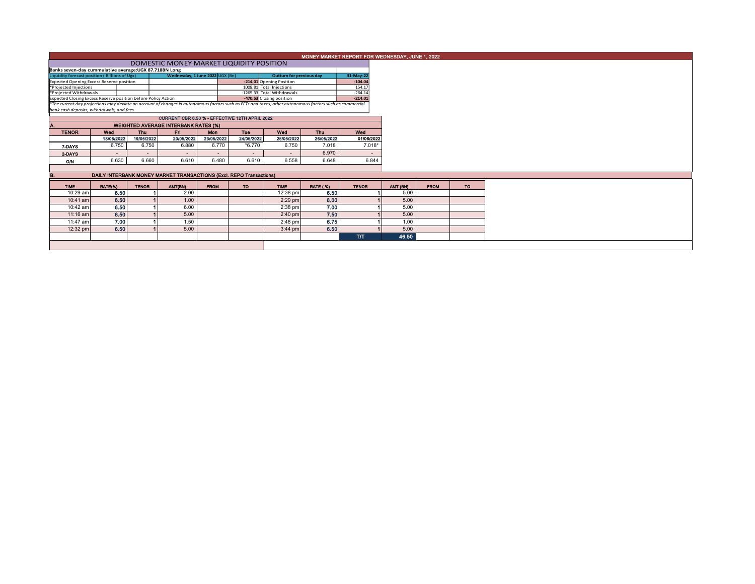# MONEY MARKET REPORT FOR WEDNESDAY, JUNE 1, 2022

## DOMESTIC MONEY MARKET LIQUIDITY POSITION

**Banks seven-day cummulative average:UGX 87.718BN Long**

| Liquidity forecast position ( Billions of Ugx) | Wednesday, 1 June 2022 UGX (Bn) | Outturn for previous day | 31-May-22 |
|---|---|---|---|
| Expected Opening Excess Reserve position | -214.01 | Opening Position | -104.04 |
| *Projected Injections | 1008.81 | Total Injections | 154.17 |
| *Projected Withdrawals | -1265.33 | Total Withdrawals | -264.14 |
| Expected Closing Excess Reserve position before Policy Action | -470.53 | Closing position | -214.01 |

*The current day projections may deviate on account of changes in autonomous factors such as EFTs and taxes; other autonomous factors such as commercial bank cash deposits, withdrawals, and fees.

**CURRENT CBR 6.50 % - EFFECTIVE 12TH APRIL 2022**

### A. WEIGHTED AVERAGE INTERBANK RATES (%)

| TENOR | Wed | Thu | Fri | Mon | Tue | Wed | Thu | Wed |
|---|---|---|---|---|---|---|---|---|
| | 18/05/2022 | 19/05/2022 | 20/05/2022 | 23/05/2022 | 24/05/2022 | 25/05/2022 | 26/05/2022 | 01/06/2022 |
| 7-DAYS | 6.750 | 6.750 | 6.880 | 6.770 | *6.770 | 6.750 | 7.018 | 7.018* |
| 2-DAYS | - | - | - | - | - | - | 6.970 | - |
| O/N | 6.630 | 6.660 | 6.610 | 6.480 | 6.610 | 6.558 | 6.648 | 6.844 |

### B. DAILY INTERBANK MONEY MARKET TRANSACTIONS (Excl. REPO Transactions)

| TIME | RATE(%) | TENOR | AMT(BN) | FROM | TO | TIME | RATE ( %) | TENOR | AMT (BN) | FROM | TO |
|---|---|---|---|---|---|---|---|---|---|---|---|
| 10:29 am | 6.50 | 1 | 2.00 | | | 12:38 pm | 6.50 | 1 | 5.00 | | |
| 10:41 am | 6.50 | 1 | 1.00 | | | 2:29 pm | 8.00 | 1 | 5.00 | | |
| 10:42 am | 6.50 | 1 | 6.00 | | | 2:38 pm | 7.00 | 1 | 5.00 | | |
| 11:16 am | 6.50 | 1 | 5.00 | | | 2:40 pm | 7.50 | 1 | 5.00 | | |
| 11:47 am | 7.00 | 1 | 1.50 | | | 2:48 pm | 6.75 | 1 | 1.00 | | |
| 12:32 pm | 6.50 | 1 | 5.00 | | | 3:44 pm | 6.50 | 1 | 5.00 | | |
| | | | | | | | | T/T | 46.50 | | |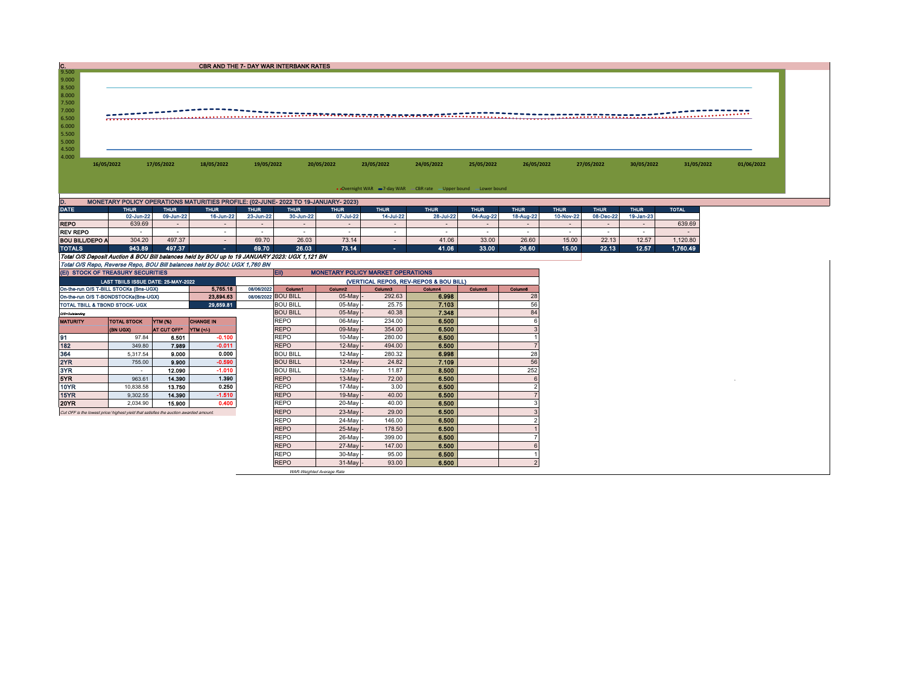## C. CBR AND THE 7- DAY WAR INTERBANK RATES

Y-axis: 4.000, 4.500, 5.000, 5.500, 6.000, 6.500, 7.000, 7.500, 8.000, 8.500, 9.000, 9.500

X-axis: 16/05/2022, 17/05/2022, 18/05/2022, 19/05/2022, 20/05/2022, 23/05/2022, 24/05/2022, 25/05/2022, 26/05/2022, 27/05/2022, 30/05/2022, 31/05/2022, 01/06/2022

Legend: Overnight WAR, 7-day WAR, CBR rate, Upper bound, Lower bound

## D. MONETARY POLICY OPERATIONS MATURITIES PROFILE: (02-JUNE- 2022 TO 19-JANUARY- 2023)

| DATE | THUR | THUR | THUR | THUR | THUR | THUR | THUR | THUR | THUR | THUR | THUR | THUR | THUR | TOTAL |
|---|---|---|---|---|---|---|---|---|---|---|---|---|---|---|
| | 02-Jun-22 | 09-Jun-22 | 16-Jun-22 | 23-Jun-22 | 30-Jun-22 | 07-Jul-22 | 14-Jul-22 | 28-Jul-22 | 04-Aug-22 | 18-Aug-22 | 10-Nov-22 | 08-Dec-22 | 19-Jan-23 | |
| REPO | 639.69 | - | - | - | - | - | - | - | - | - | - | - | - | 639.69 |
| REV REPO | - | - | - | - | - | - | - | - | - | - | - | - | - | - |
| BOU BILL/DEPO A | 304.20 | 497.37 | - | 69.70 | 26.03 | 73.14 | - | 41.06 | 33.00 | 26.60 | 15.00 | 22.13 | 12.57 | 1,120.80 |
| TOTALS | 943.89 | 497.37 | - | 69.70 | 26.03 | 73.14 | - | 41.06 | 33.00 | 26.60 | 15.00 | 22.13 | 12.57 | 1,760.49 |

*Total O/S Deposit Auction & BOU Bill balances held by BOU up to 19 JANUARY 2023: UGX 1,121 BN*

*Total O/S Repo, Reverse Repo, BOU Bill balances held by BOU: UGX 1,760 BN*

## (EI) STOCK OF TREASURY SECURITIES

| LAST TBIILS ISSUE DATE: 25-MAY-2022 | | |
|---|---|---|
| On-the-run O/S T-BILL STOCKs (Bns-UGX) | 5,765.18 | 08/06/2022 |
| On-the-run O/S T-BONDSTOCKs(Bns-UGX) | 23,894.63 | 08/06/2022 |
| TOTAL TBILL & TBOND STOCK- UGX | 29,659.81 | |

O/S=Outstanding

| MATURITY | TOTAL STOCK (BN UGX) | YTM (%) AT CUT OFF* | CHANGE IN YTM (+/-) |
|---|---|---|---|
| 91 | 97.84 | 6.501 | -0.100 |
| 182 | 349.80 | 7.989 | -0.011 |
| 364 | 5,317.54 | 9.000 | 0.000 |
| 2YR | 755.00 | 9.900 | -0.590 |
| 3YR | - | 12.090 | -1.010 |
| 5YR | 963.61 | 14.390 | 1.390 |
| 10YR | 10,838.58 | 13.750 | 0.250 |
| 15YR | 9,302.55 | 14.390 | -1.510 |
| 20YR | 2,034.90 | 15.900 | 0.400 |

*Cut OFF is the lowest price/ highest yield that satisfies the auction awarded amount.*

## EII) MONETARY POLICY MARKET OPERATIONS

(VERTICAL REPOS, REV-REPOS & BOU BILL)

| Column1 | Column2 | Column3 | Column4 | Column5 | Column6 |
|---|---|---|---|---|---|
| BOU BILL | 05-May - | 292.63 | 6.998 | | 28 |
| BOU BILL | 05-May - | 25.75 | 7.103 | | 56 |
| BOU BILL | 05-May - | 40.38 | 7.348 | | 84 |
| REPO | 06-May - | 234.00 | 6.500 | | 6 |
| REPO | 09-May - | 354.00 | 6.500 | | 3 |
| REPO | 10-May - | 280.00 | 6.500 | | 1 |
| REPO | 12-May - | 494.00 | 6.500 | | 7 |
| BOU BILL | 12-May - | 280.32 | 6.998 | | 28 |
| BOU BILL | 12-May - | 24.82 | 7.109 | | 56 |
| BOU BILL | 12-May - | 11.87 | 8.500 | | 252 |
| REPO | 13-May - | 72.00 | 6.500 | | 6 |
| REPO | 17-May - | 3.00 | 6.500 | | 2 |
| REPO | 19-May - | 40.00 | 6.500 | | 7 |
| REPO | 20-May - | 40.00 | 6.500 | | 3 |
| REPO | 23-May - | 29.00 | 6.500 | | 3 |
| REPO | 24-May - | 146.00 | 6.500 | | 2 |
| REPO | 25-May - | 178.50 | 6.500 | | 1 |
| REPO | 26-May - | 399.00 | 6.500 | | 7 |
| REPO | 27-May - | 147.00 | 6.500 | | 6 |
| REPO | 30-May - | 95.00 | 6.500 | | 1 |
| REPO | 31-May - | 93.00 | 6.500 | | 2 |

*WAR-Weighted Average Rate*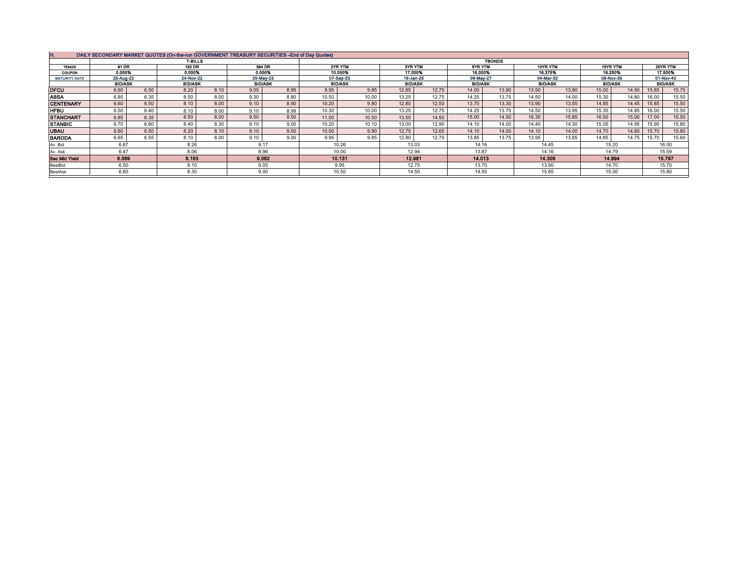| H. DAILY SECONDARY MARKET QUOTES (On-the-run GOVERNMENT TREASURY SECURITIES –End of Day Quotes) | | | | | | | | | | | | | | | | | | | |
|---|---|---|---|---|---|---|---|---|---|---|---|---|---|---|---|---|---|---|---|
| | T-BILLS | | | | | | TBONDS | | | | | | | | | | | | |
| TENOR | 91 DR | | 182 DR | | 364 DR | | 2YR YTM | | 3YR YTM | | 5YR YTM | | 10YR YTM | | 15YR YTM | | 20YR YTM | | |
| COUPON | 0.000% | | 0.000% | | 0.000% | | 10.000% | | 17.000% | | 16.000% | | 16.375% | | 16.250% | | 17.500% | | |
| MATURITY DATE | 25-Aug-22 | | 24-Nov-22 | | 25-May-23 | | 07-Sep-23 | | 16-Jan-25 | | 06-May-27 | | 04-Mar-32 | | 08-Nov-35 | | 01-Nov-40 | | |
| | BID/ASK | | BID/ASK | | BID/ASK | | BID/ASK | | BID/ASK | | BID/ASK | | BID/ASK | | BID/ASK | | BID/ASK | | |
| DFCU | 6.60 | 6.50 | 8.20 | 8.10 | 9.05 | 8.95 | 9.95 | 9.85 | 12.85 | 12.75 | 14.00 | 13.90 | 13.90 | 13.80 | 15.00 | 14.90 | 15.85 | 15.75 | |
| ABSA | 6.85 | 6.35 | 8.50 | 8.00 | 9.30 | 8.80 | 10.50 | 10.00 | 13.25 | 12.75 | 14.25 | 13.75 | 14.50 | 14.00 | 15.30 | 14.80 | 16.00 | 15.50 | |
| CENTENARY | 6.60 | 6.50 | 8.10 | 8.00 | 9.10 | 8.90 | 10.20 | 9.80 | 12.80 | 12.50 | 13.70 | 13.30 | 13.90 | 13.55 | 14.85 | 14.45 | 15.85 | 15.50 | |
| HFBU | 6.50 | 6.40 | 8.10 | 8.00 | 9.10 | 8.99 | 10.30 | 10.00 | 13.25 | 12.75 | 14.25 | 13.75 | 14.50 | 13.95 | 15.35 | 14.85 | 16.00 | 15.50 | |
| STANCHART | 6.85 | 6.35 | 8.50 | 8.00 | 9.50 | 9.00 | 11.00 | 10.50 | 13.50 | 14.50 | 15.00 | 14.50 | 16.35 | 15.85 | 16.50 | 15.00 | 17.00 | 15.50 | |
| STANBIC | 6.70 | 6.60 | 8.40 | 8.30 | 9.10 | 9.00 | 10.20 | 10.10 | 13.00 | 12.90 | 14.10 | 14.00 | 14.40 | 14.30 | 15.05 | 14.95 | 15.90 | 15.80 | |
| UBAU | 6.60 | 6.50 | 8.20 | 8.10 | 9.10 | 9.00 | 10.00 | 9.90 | 12.75 | 12.65 | 14.10 | 14.00 | 14.10 | 14.00 | 14.70 | 14.60 | 15.70 | 15.60 | |
| BARODA | 6.65 | 6.55 | 8.10 | 8.00 | 9.10 | 9.00 | 9.95 | 9.85 | 12.80 | 12.70 | 13.85 | 13.75 | 13.95 | 13.85 | 14.85 | 14.75 | 15.70 | 15.60 | |
| Av. Bid | 6.67 | | 8.26 | | 9.17 | | 10.26 | | 13.03 | | 14.16 | | 14.45 | | 15.20 | | 16.00 | | |
| Av. Ask | 6.47 | | 8.06 | | 8.96 | | 10.00 | | 12.94 | | 13.87 | | 14.16 | | 14.79 | | 15.59 | | |
| Sec Mkt Yield | 6.569 | | 8.163 | | 9.062 | | 10.131 | | 12.981 | | 14.013 | | 14.306 | | 14.994 | | 15.797 | | |
| BestBid | 6.50 | | 8.10 | | 9.05 | | 9.95 | | 12.75 | | 13.70 | | 13.90 | | 14.70 | | 15.70 | | |
| BestAsk | 6.60 | | 8.30 | | 9.00 | | 10.50 | | 14.50 | | 14.50 | | 15.85 | | 15.00 | | 15.80 | | |